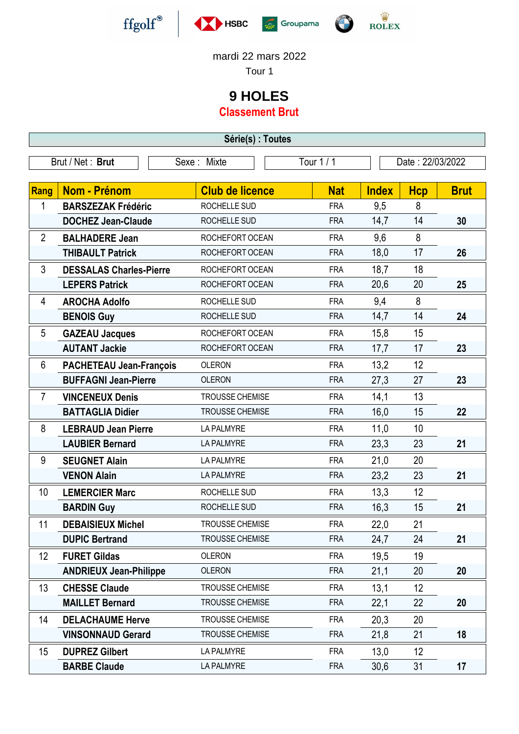ffgolf® HSBC Groupama ROLEX

mardi 22 mars 2022

Tour 1

# 9 HOLES

## Classement Brut

**Série(s) : Toutes**

| Brut / Net : **Brut** | Sexe : Mixte | Tour 1 / 1 | Date : 22/03/2022 |
|---|---|---|---|

| Rang | Nom - Prénom | Club de licence | Nat | Index | Hcp | Brut |
|---|---|---|---|---|---|---|
| 1 | **BARSZEZAK Frédéric** | ROCHELLE SUD | FRA | 9,5 | 8 | |
| | **DOCHEZ Jean-Claude** | ROCHELLE SUD | FRA | 14,7 | 14 | **30** |
| 2 | **BALHADERE Jean** | ROCHEFORT OCEAN | FRA | 9,6 | 8 | |
| | **THIBAULT Patrick** | ROCHEFORT OCEAN | FRA | 18,0 | 17 | **26** |
| 3 | **DESSALAS Charles-Pierre** | ROCHEFORT OCEAN | FRA | 18,7 | 18 | |
| | **LEPERS Patrick** | ROCHEFORT OCEAN | FRA | 20,6 | 20 | **25** |
| 4 | **AROCHA Adolfo** | ROCHELLE SUD | FRA | 9,4 | 8 | |
| | **BENOIS Guy** | ROCHELLE SUD | FRA | 14,7 | 14 | **24** |
| 5 | **GAZEAU Jacques** | ROCHEFORT OCEAN | FRA | 15,8 | 15 | |
| | **AUTANT Jackie** | ROCHEFORT OCEAN | FRA | 17,7 | 17 | **23** |
| 6 | **PACHETEAU Jean-François** | OLERON | FRA | 13,2 | 12 | |
| | **BUFFAGNI Jean-Pierre** | OLERON | FRA | 27,3 | 27 | **23** |
| 7 | **VINCENEUX Denis** | TROUSSE CHEMISE | FRA | 14,1 | 13 | |
| | **BATTAGLIA Didier** | TROUSSE CHEMISE | FRA | 16,0 | 15 | **22** |
| 8 | **LEBRAUD Jean Pierre** | LA PALMYRE | FRA | 11,0 | 10 | |
| | **LAUBIER Bernard** | LA PALMYRE | FRA | 23,3 | 23 | **21** |
| 9 | **SEUGNET Alain** | LA PALMYRE | FRA | 21,0 | 20 | |
| | **VENON Alain** | LA PALMYRE | FRA | 23,2 | 23 | **21** |
| 10 | **LEMERCIER Marc** | ROCHELLE SUD | FRA | 13,3 | 12 | |
| | **BARDIN Guy** | ROCHELLE SUD | FRA | 16,3 | 15 | **21** |
| 11 | **DEBAISIEUX Michel** | TROUSSE CHEMISE | FRA | 22,0 | 21 | |
| | **DUPIC Bertrand** | TROUSSE CHEMISE | FRA | 24,7 | 24 | **21** |
| 12 | **FURET Gildas** | OLERON | FRA | 19,5 | 19 | |
| | **ANDRIEUX Jean-Philippe** | OLERON | FRA | 21,1 | 20 | **20** |
| 13 | **CHESSE Claude** | TROUSSE CHEMISE | FRA | 13,1 | 12 | |
| | **MAILLET Bernard** | TROUSSE CHEMISE | FRA | 22,1 | 22 | **20** |
| 14 | **DELACHAUME Herve** | TROUSSE CHEMISE | FRA | 20,3 | 20 | |
| | **VINSONNAUD Gerard** | TROUSSE CHEMISE | FRA | 21,8 | 21 | **18** |
| 15 | **DUPREZ Gilbert** | LA PALMYRE | FRA | 13,0 | 12 | |
| | **BARBE Claude** | LA PALMYRE | FRA | 30,6 | 31 | **17** |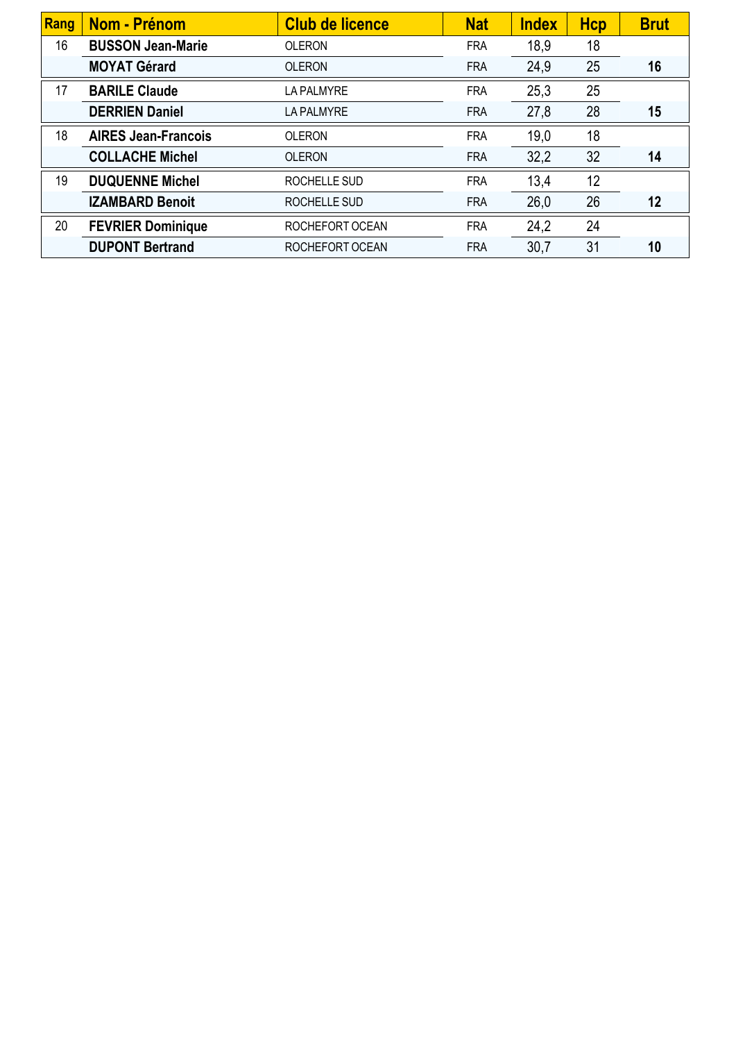| Rang | Nom - Prénom | Club de licence | Nat | Index | Hcp | Brut |
|---|---|---|---|---|---|---|
| 16 | **BUSSON Jean-Marie** | OLERON | FRA | 18,9 | 18 | |
| | **MOYAT Gérard** | OLERON | FRA | 24,9 | 25 | **16** |
| 17 | **BARILE Claude** | LA PALMYRE | FRA | 25,3 | 25 | |
| | **DERRIEN Daniel** | LA PALMYRE | FRA | 27,8 | 28 | **15** |
| 18 | **AIRES Jean-Francois** | OLERON | FRA | 19,0 | 18 | |
| | **COLLACHE Michel** | OLERON | FRA | 32,2 | 32 | **14** |
| 19 | **DUQUENNE Michel** | ROCHELLE SUD | FRA | 13,4 | 12 | |
| | **IZAMBARD Benoit** | ROCHELLE SUD | FRA | 26,0 | 26 | **12** |
| 20 | **FEVRIER Dominique** | ROCHEFORT OCEAN | FRA | 24,2 | 24 | |
| | **DUPONT Bertrand** | ROCHEFORT OCEAN | FRA | 30,7 | 31 | **10** |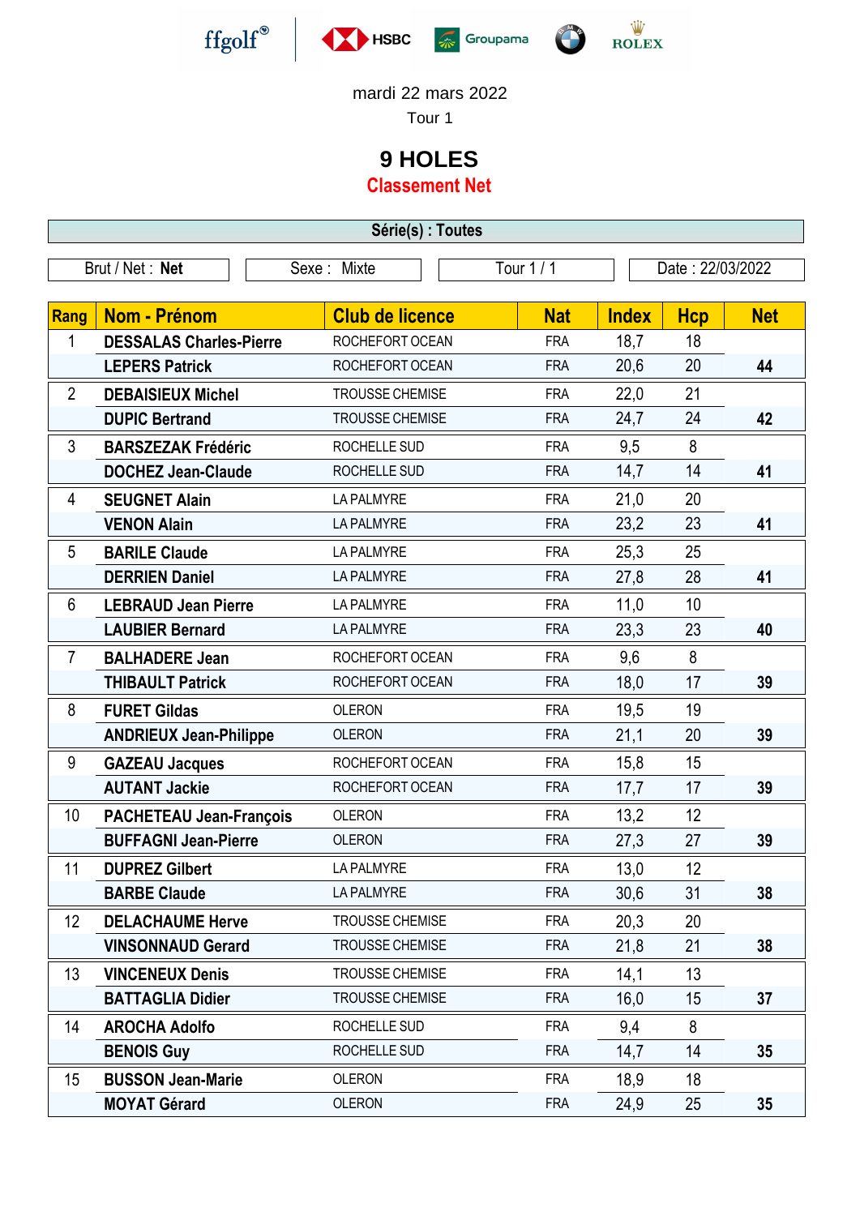ffgolf HSBC Groupama BMW ROLEX

mardi 22 mars 2022

Tour 1

# 9 HOLES

## Classement Net

**Série(s) : Toutes**

| Brut / Net : **Net** | Sexe : Mixte | Tour 1 / 1 | Date : 22/03/2022 |
|---|---|---|---|

| Rang | Nom - Prénom | Club de licence | Nat | Index | Hcp | Net |
|---|---|---|---|---|---|---|
| 1 | **DESSALAS Charles-Pierre** | ROCHEFORT OCEAN | FRA | 18,7 | 18 | |
| | **LEPERS Patrick** | ROCHEFORT OCEAN | FRA | 20,6 | 20 | **44** |
| 2 | **DEBAISIEUX Michel** | TROUSSE CHEMISE | FRA | 22,0 | 21 | |
| | **DUPIC Bertrand** | TROUSSE CHEMISE | FRA | 24,7 | 24 | **42** |
| 3 | **BARSZEZAK Frédéric** | ROCHELLE SUD | FRA | 9,5 | 8 | |
| | **DOCHEZ Jean-Claude** | ROCHELLE SUD | FRA | 14,7 | 14 | **41** |
| 4 | **SEUGNET Alain** | LA PALMYRE | FRA | 21,0 | 20 | |
| | **VENON Alain** | LA PALMYRE | FRA | 23,2 | 23 | **41** |
| 5 | **BARILE Claude** | LA PALMYRE | FRA | 25,3 | 25 | |
| | **DERRIEN Daniel** | LA PALMYRE | FRA | 27,8 | 28 | **41** |
| 6 | **LEBRAUD Jean Pierre** | LA PALMYRE | FRA | 11,0 | 10 | |
| | **LAUBIER Bernard** | LA PALMYRE | FRA | 23,3 | 23 | **40** |
| 7 | **BALHADERE Jean** | ROCHEFORT OCEAN | FRA | 9,6 | 8 | |
| | **THIBAULT Patrick** | ROCHEFORT OCEAN | FRA | 18,0 | 17 | **39** |
| 8 | **FURET Gildas** | OLERON | FRA | 19,5 | 19 | |
| | **ANDRIEUX Jean-Philippe** | OLERON | FRA | 21,1 | 20 | **39** |
| 9 | **GAZEAU Jacques** | ROCHEFORT OCEAN | FRA | 15,8 | 15 | |
| | **AUTANT Jackie** | ROCHEFORT OCEAN | FRA | 17,7 | 17 | **39** |
| 10 | **PACHETEAU Jean-François** | OLERON | FRA | 13,2 | 12 | |
| | **BUFFAGNI Jean-Pierre** | OLERON | FRA | 27,3 | 27 | **39** |
| 11 | **DUPREZ Gilbert** | LA PALMYRE | FRA | 13,0 | 12 | |
| | **BARBE Claude** | LA PALMYRE | FRA | 30,6 | 31 | **38** |
| 12 | **DELACHAUME Herve** | TROUSSE CHEMISE | FRA | 20,3 | 20 | |
| | **VINSONNAUD Gerard** | TROUSSE CHEMISE | FRA | 21,8 | 21 | **38** |
| 13 | **VINCENEUX Denis** | TROUSSE CHEMISE | FRA | 14,1 | 13 | |
| | **BATTAGLIA Didier** | TROUSSE CHEMISE | FRA | 16,0 | 15 | **37** |
| 14 | **AROCHA Adolfo** | ROCHELLE SUD | FRA | 9,4 | 8 | |
| | **BENOIS Guy** | ROCHELLE SUD | FRA | 14,7 | 14 | **35** |
| 15 | **BUSSON Jean-Marie** | OLERON | FRA | 18,9 | 18 | |
| | **MOYAT Gérard** | OLERON | FRA | 24,9 | 25 | **35** |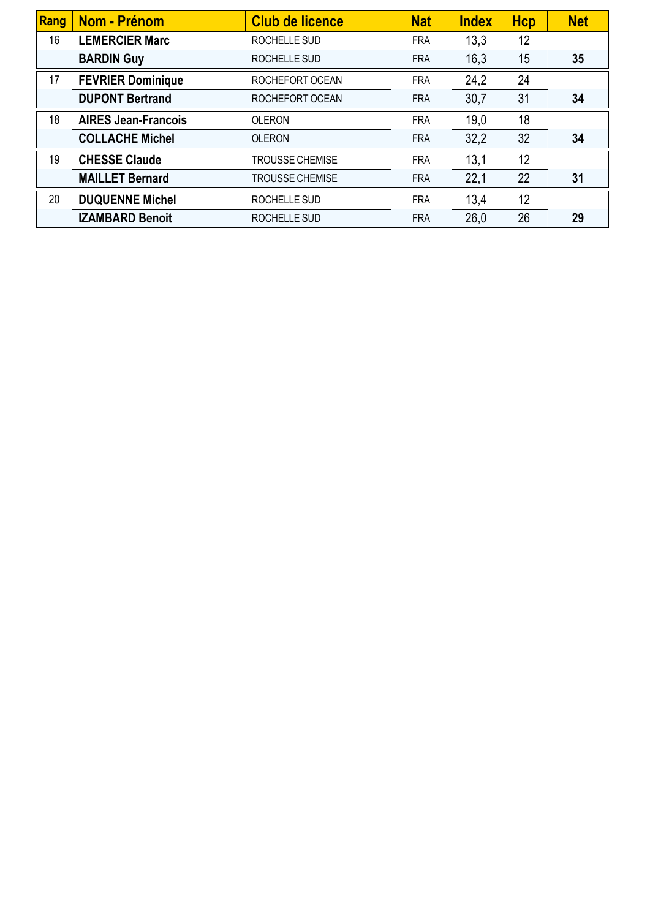| Rang | Nom - Prénom | Club de licence | Nat | Index | Hcp | Net |
|---|---|---|---|---|---|---|
| 16 | **LEMERCIER Marc** | ROCHELLE SUD | FRA | 13,3 | 12 | |
| | **BARDIN Guy** | ROCHELLE SUD | FRA | 16,3 | 15 | **35** |
| 17 | **FEVRIER Dominique** | ROCHEFORT OCEAN | FRA | 24,2 | 24 | |
| | **DUPONT Bertrand** | ROCHEFORT OCEAN | FRA | 30,7 | 31 | **34** |
| 18 | **AIRES Jean-Francois** | OLERON | FRA | 19,0 | 18 | |
| | **COLLACHE Michel** | OLERON | FRA | 32,2 | 32 | **34** |
| 19 | **CHESSE Claude** | TROUSSE CHEMISE | FRA | 13,1 | 12 | |
| | **MAILLET Bernard** | TROUSSE CHEMISE | FRA | 22,1 | 22 | **31** |
| 20 | **DUQUENNE Michel** | ROCHELLE SUD | FRA | 13,4 | 12 | |
| | **IZAMBARD Benoit** | ROCHELLE SUD | FRA | 26,0 | 26 | **29** |